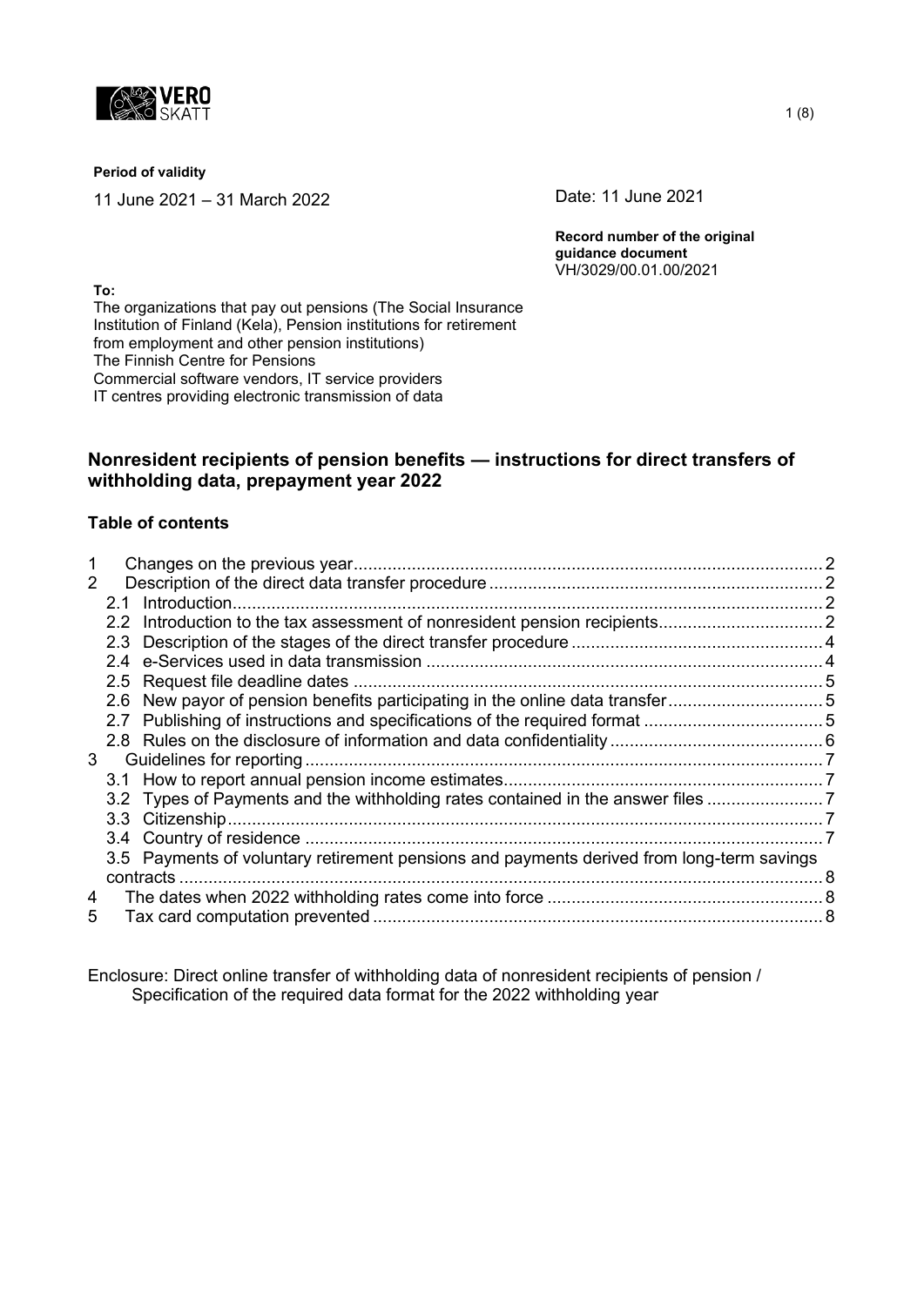**Period of validity**

11 June 2021 – 31 March 2022

Date: 11 June 2021

**Record number of the original guidance document**
VH/3029/00.01.00/2021

**To:**
The organizations that pay out pensions (The Social Insurance Institution of Finland (Kela), Pension institutions for retirement from employment and other pension institutions)
The Finnish Centre for Pensions
Commercial software vendors, IT service providers
IT centres providing electronic transmission of data

## Nonresident recipients of pension benefits — instructions for direct transfers of withholding data, prepayment year 2022

### Table of contents

1 Changes on the previous year .......... 2
2 Description of the direct data transfer procedure .......... 2
 2.1 Introduction .......... 2
 2.2 Introduction to the tax assessment of nonresident pension recipients .......... 2
 2.3 Description of the stages of the direct transfer procedure .......... 4
 2.4 e-Services used in data transmission .......... 4
 2.5 Request file deadline dates .......... 5
 2.6 New payor of pension benefits participating in the online data transfer .......... 5
 2.7 Publishing of instructions and specifications of the required format .......... 5
 2.8 Rules on the disclosure of information and data confidentiality .......... 6
3 Guidelines for reporting .......... 7
 3.1 How to report annual pension income estimates .......... 7
 3.2 Types of Payments and the withholding rates contained in the answer files .......... 7
 3.3 Citizenship .......... 7
 3.4 Country of residence .......... 7
 3.5 Payments of voluntary retirement pensions and payments derived from long-term savings contracts .......... 8
4 The dates when 2022 withholding rates come into force .......... 8
5 Tax card computation prevented .......... 8

Enclosure: Direct online transfer of withholding data of nonresident recipients of pension / Specification of the required data format for the 2022 withholding year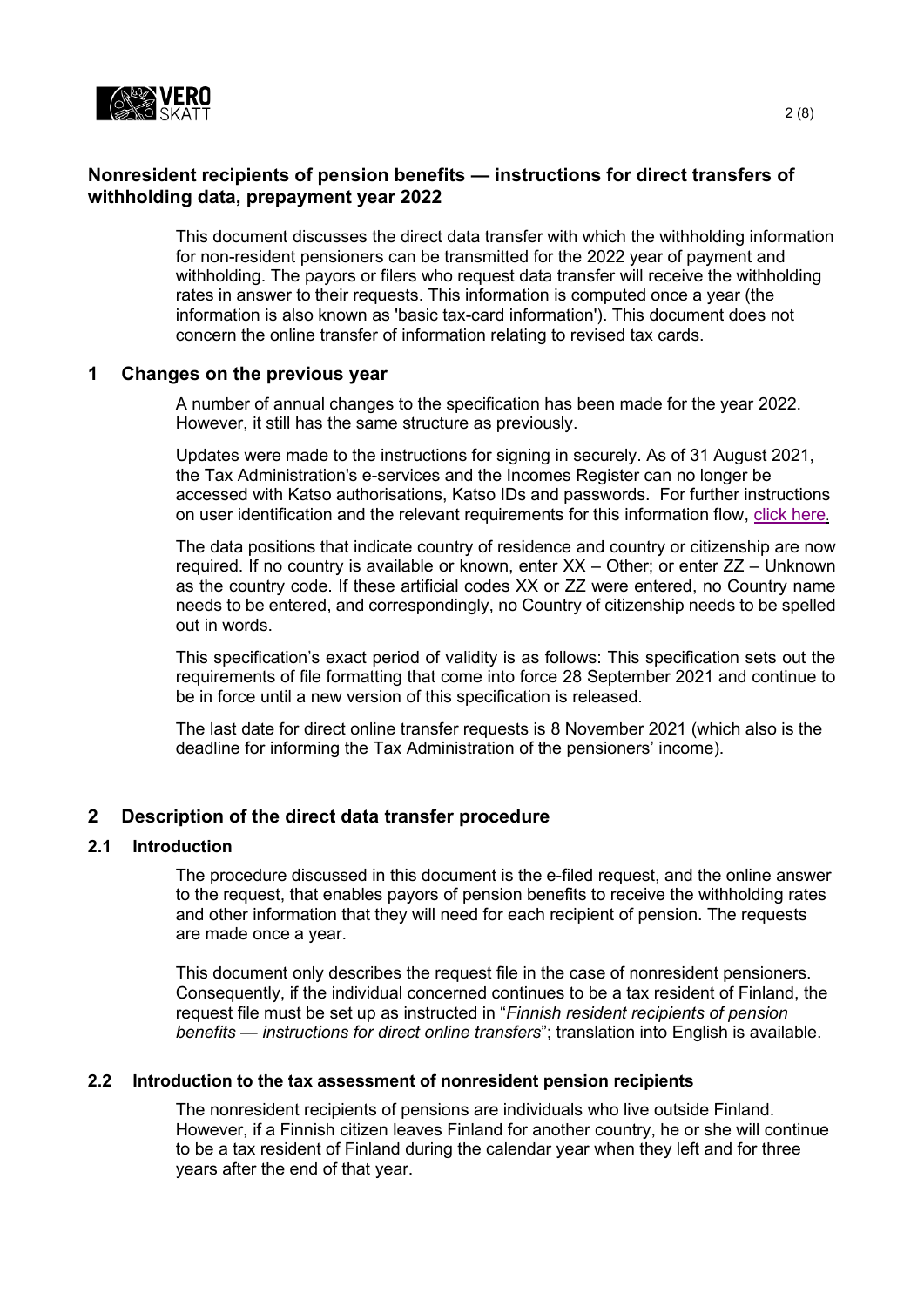## Nonresident recipients of pension benefits — instructions for direct transfers of withholding data, prepayment year 2022

This document discusses the direct data transfer with which the withholding information for non-resident pensioners can be transmitted for the 2022 year of payment and withholding. The payors or filers who request data transfer will receive the withholding rates in answer to their requests. This information is computed once a year (the information is also known as 'basic tax-card information'). This document does not concern the online transfer of information relating to revised tax cards.

## 1 Changes on the previous year

A number of annual changes to the specification has been made for the year 2022. However, it still has the same structure as previously.

Updates were made to the instructions for signing in securely. As of 31 August 2021, the Tax Administration's e-services and the Incomes Register can no longer be accessed with Katso authorisations, Katso IDs and passwords. For further instructions on user identification and the relevant requirements for this information flow, click here.

The data positions that indicate country of residence and country or citizenship are now required. If no country is available or known, enter XX – Other; or enter ZZ – Unknown as the country code. If these artificial codes XX or ZZ were entered, no Country name needs to be entered, and correspondingly, no Country of citizenship needs to be spelled out in words.

This specification's exact period of validity is as follows: This specification sets out the requirements of file formatting that come into force 28 September 2021 and continue to be in force until a new version of this specification is released.

The last date for direct online transfer requests is 8 November 2021 (which also is the deadline for informing the Tax Administration of the pensioners' income).

## 2 Description of the direct data transfer procedure

### 2.1 Introduction

The procedure discussed in this document is the e-filed request, and the online answer to the request, that enables payors of pension benefits to receive the withholding rates and other information that they will need for each recipient of pension. The requests are made once a year.

This document only describes the request file in the case of nonresident pensioners. Consequently, if the individual concerned continues to be a tax resident of Finland, the request file must be set up as instructed in "*Finnish resident recipients of pension benefits — instructions for direct online transfers*"; translation into English is available.

### 2.2 Introduction to the tax assessment of nonresident pension recipients

The nonresident recipients of pensions are individuals who live outside Finland. However, if a Finnish citizen leaves Finland for another country, he or she will continue to be a tax resident of Finland during the calendar year when they left and for three years after the end of that year.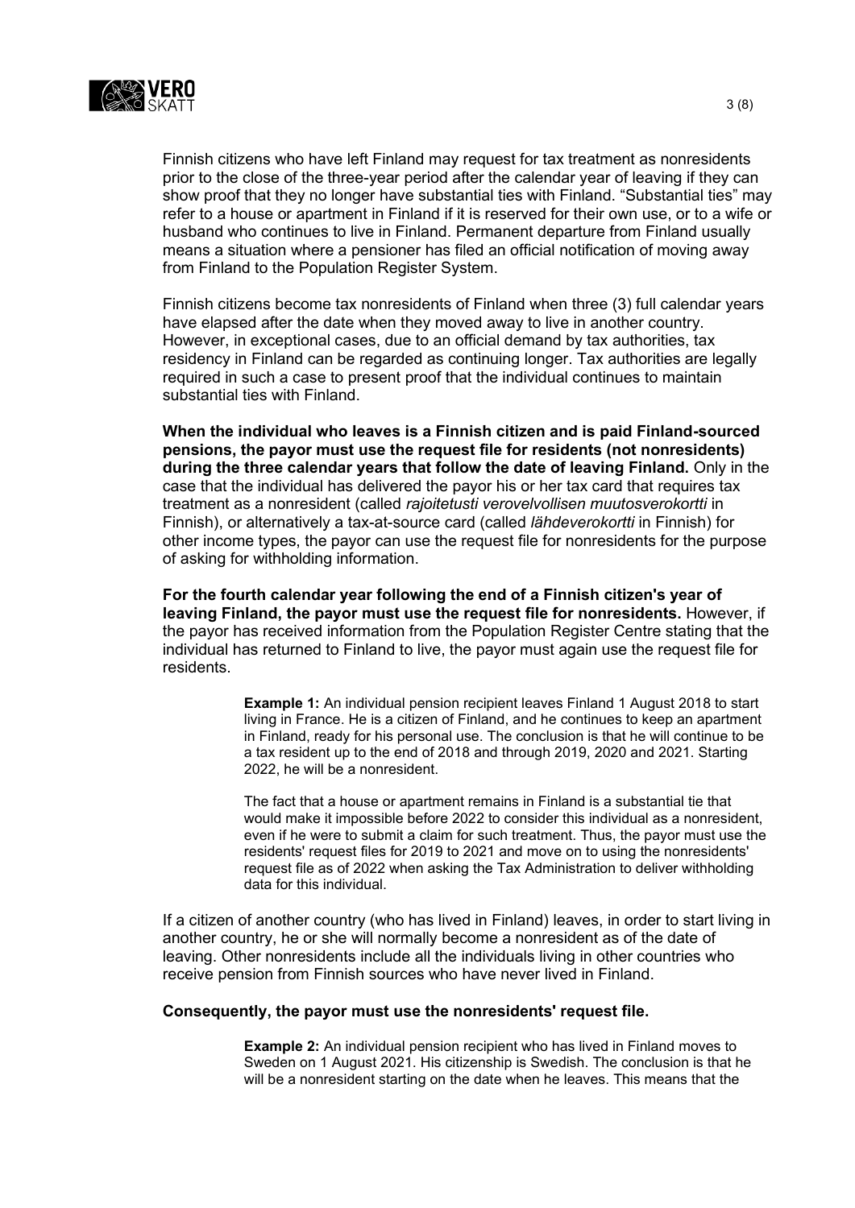Finnish citizens who have left Finland may request for tax treatment as nonresidents prior to the close of the three-year period after the calendar year of leaving if they can show proof that they no longer have substantial ties with Finland. "Substantial ties" may refer to a house or apartment in Finland if it is reserved for their own use, or to a wife or husband who continues to live in Finland. Permanent departure from Finland usually means a situation where a pensioner has filed an official notification of moving away from Finland to the Population Register System.

Finnish citizens become tax nonresidents of Finland when three (3) full calendar years have elapsed after the date when they moved away to live in another country. However, in exceptional cases, due to an official demand by tax authorities, tax residency in Finland can be regarded as continuing longer. Tax authorities are legally required in such a case to present proof that the individual continues to maintain substantial ties with Finland.

**When the individual who leaves is a Finnish citizen and is paid Finland-sourced pensions, the payor must use the request file for residents (not nonresidents) during the three calendar years that follow the date of leaving Finland.** Only in the case that the individual has delivered the payor his or her tax card that requires tax treatment as a nonresident (called *rajoitetusti verovelvollisen muutosverokortti* in Finnish), or alternatively a tax-at-source card (called *lähdeverokortti* in Finnish) for other income types, the payor can use the request file for nonresidents for the purpose of asking for withholding information.

**For the fourth calendar year following the end of a Finnish citizen's year of leaving Finland, the payor must use the request file for nonresidents.** However, if the payor has received information from the Population Register Centre stating that the individual has returned to Finland to live, the payor must again use the request file for residents.

> **Example 1:** An individual pension recipient leaves Finland 1 August 2018 to start living in France. He is a citizen of Finland, and he continues to keep an apartment in Finland, ready for his personal use. The conclusion is that he will continue to be a tax resident up to the end of 2018 and through 2019, 2020 and 2021. Starting 2022, he will be a nonresident.
>
> The fact that a house or apartment remains in Finland is a substantial tie that would make it impossible before 2022 to consider this individual as a nonresident, even if he were to submit a claim for such treatment. Thus, the payor must use the residents' request files for 2019 to 2021 and move on to using the nonresidents' request file as of 2022 when asking the Tax Administration to deliver withholding data for this individual.

If a citizen of another country (who has lived in Finland) leaves, in order to start living in another country, he or she will normally become a nonresident as of the date of leaving. Other nonresidents include all the individuals living in other countries who receive pension from Finnish sources who have never lived in Finland.

**Consequently, the payor must use the nonresidents' request file.**

> **Example 2:** An individual pension recipient who has lived in Finland moves to Sweden on 1 August 2021. His citizenship is Swedish. The conclusion is that he will be a nonresident starting on the date when he leaves. This means that the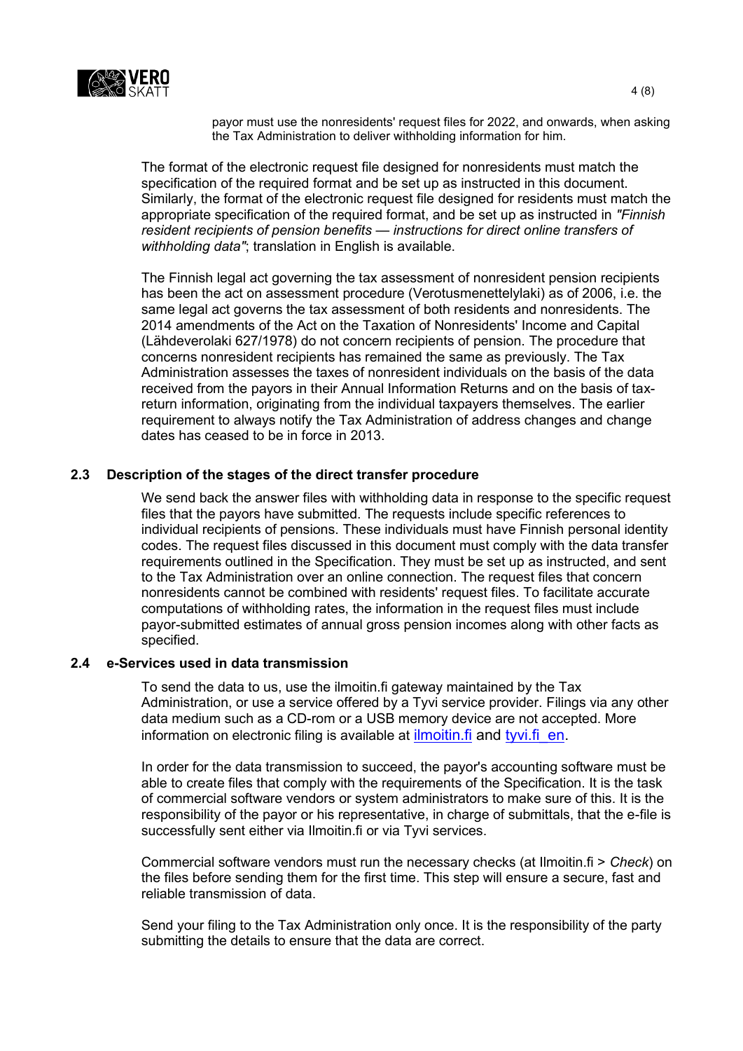payor must use the nonresidents' request files for 2022, and onwards, when asking the Tax Administration to deliver withholding information for him.

The format of the electronic request file designed for nonresidents must match the specification of the required format and be set up as instructed in this document. Similarly, the format of the electronic request file designed for residents must match the appropriate specification of the required format, and be set up as instructed in *"Finnish resident recipients of pension benefits — instructions for direct online transfers of withholding data"*; translation in English is available.

The Finnish legal act governing the tax assessment of nonresident pension recipients has been the act on assessment procedure (Verotusmenettelylaki) as of 2006, i.e. the same legal act governs the tax assessment of both residents and nonresidents. The 2014 amendments of the Act on the Taxation of Nonresidents' Income and Capital (Lähdeverolaki 627/1978) do not concern recipients of pension. The procedure that concerns nonresident recipients has remained the same as previously. The Tax Administration assesses the taxes of nonresident individuals on the basis of the data received from the payors in their Annual Information Returns and on the basis of tax-return information, originating from the individual taxpayers themselves. The earlier requirement to always notify the Tax Administration of address changes and change dates has ceased to be in force in 2013.

## 2.3 Description of the stages of the direct transfer procedure

We send back the answer files with withholding data in response to the specific request files that the payors have submitted. The requests include specific references to individual recipients of pensions. These individuals must have Finnish personal identity codes. The request files discussed in this document must comply with the data transfer requirements outlined in the Specification. They must be set up as instructed, and sent to the Tax Administration over an online connection. The request files that concern nonresidents cannot be combined with residents' request files. To facilitate accurate computations of withholding rates, the information in the request files must include payor-submitted estimates of annual gross pension incomes along with other facts as specified.

## 2.4 e-Services used in data transmission

To send the data to us, use the ilmoitin.fi gateway maintained by the Tax Administration, or use a service offered by a Tyvi service provider. Filings via any other data medium such as a CD-rom or a USB memory device are not accepted. More information on electronic filing is available at ilmoitin.fi and tyvi.fi_en.

In order for the data transmission to succeed, the payor's accounting software must be able to create files that comply with the requirements of the Specification. It is the task of commercial software vendors or system administrators to make sure of this. It is the responsibility of the payor or his representative, in charge of submittals, that the e-file is successfully sent either via Ilmoitin.fi or via Tyvi services.

Commercial software vendors must run the necessary checks (at Ilmoitin.fi > *Check*) on the files before sending them for the first time. This step will ensure a secure, fast and reliable transmission of data.

Send your filing to the Tax Administration only once. It is the responsibility of the party submitting the details to ensure that the data are correct.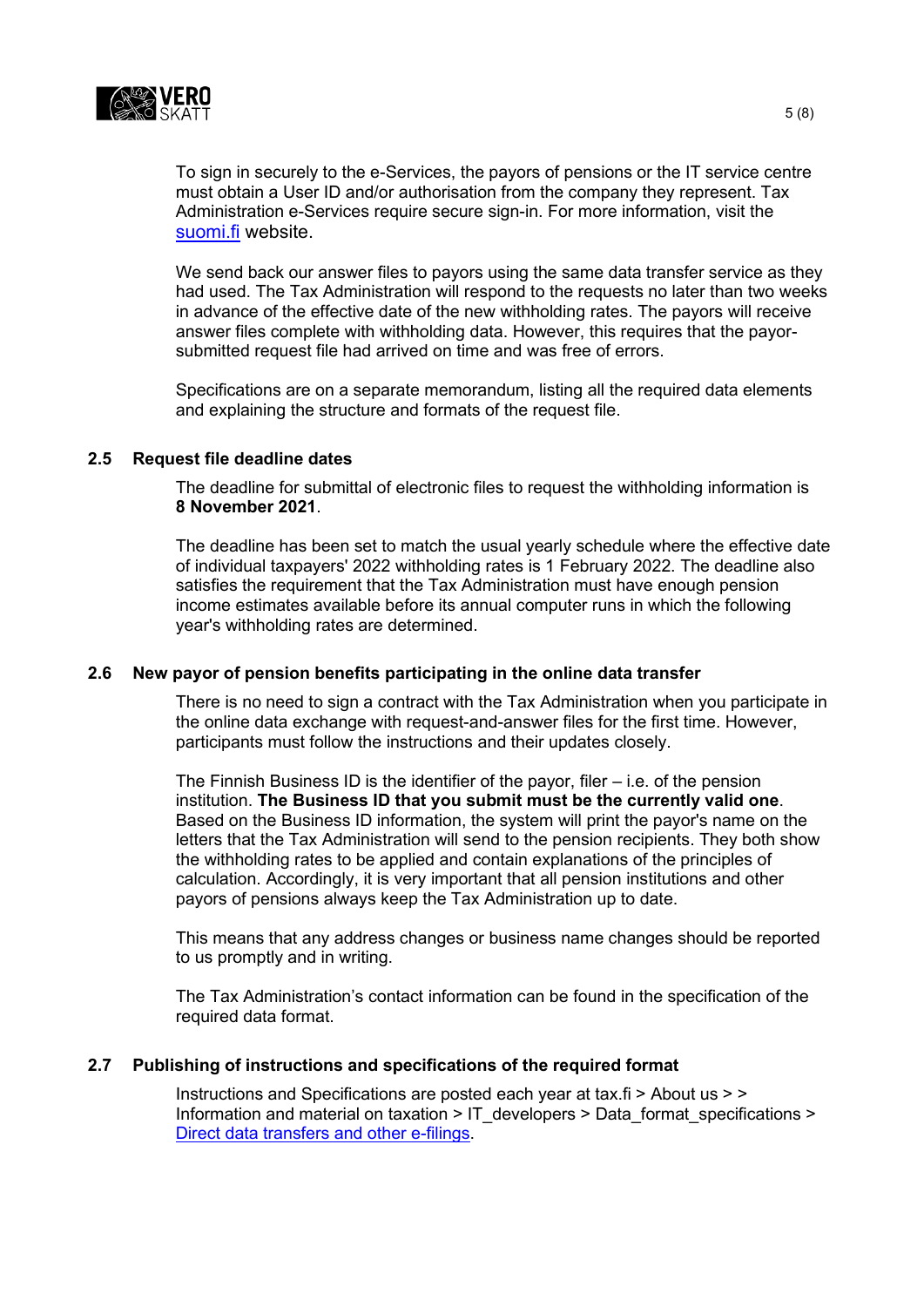To sign in securely to the e-Services, the payors of pensions or the IT service centre must obtain a User ID and/or authorisation from the company they represent. Tax Administration e-Services require secure sign-in. For more information, visit the [suomi.fi](suomi.fi) website.

We send back our answer files to payors using the same data transfer service as they had used. The Tax Administration will respond to the requests no later than two weeks in advance of the effective date of the new withholding rates. The payors will receive answer files complete with withholding data. However, this requires that the payor-submitted request file had arrived on time and was free of errors.

Specifications are on a separate memorandum, listing all the required data elements and explaining the structure and formats of the request file.

### 2.5 Request file deadline dates

The deadline for submittal of electronic files to request the withholding information is **8 November 2021**.

The deadline has been set to match the usual yearly schedule where the effective date of individual taxpayers' 2022 withholding rates is 1 February 2022. The deadline also satisfies the requirement that the Tax Administration must have enough pension income estimates available before its annual computer runs in which the following year's withholding rates are determined.

### 2.6 New payor of pension benefits participating in the online data transfer

There is no need to sign a contract with the Tax Administration when you participate in the online data exchange with request-and-answer files for the first time. However, participants must follow the instructions and their updates closely.

The Finnish Business ID is the identifier of the payor, filer – i.e. of the pension institution. **The Business ID that you submit must be the currently valid one**. Based on the Business ID information, the system will print the payor's name on the letters that the Tax Administration will send to the pension recipients. They both show the withholding rates to be applied and contain explanations of the principles of calculation. Accordingly, it is very important that all pension institutions and other payors of pensions always keep the Tax Administration up to date.

This means that any address changes or business name changes should be reported to us promptly and in writing.

The Tax Administration's contact information can be found in the specification of the required data format.

### 2.7 Publishing of instructions and specifications of the required format

Instructions and Specifications are posted each year at tax.fi > About us > > Information and material on taxation > IT_developers > Data_format_specifications > [Direct data transfers and other e-filings](Direct data transfers and other e-filings).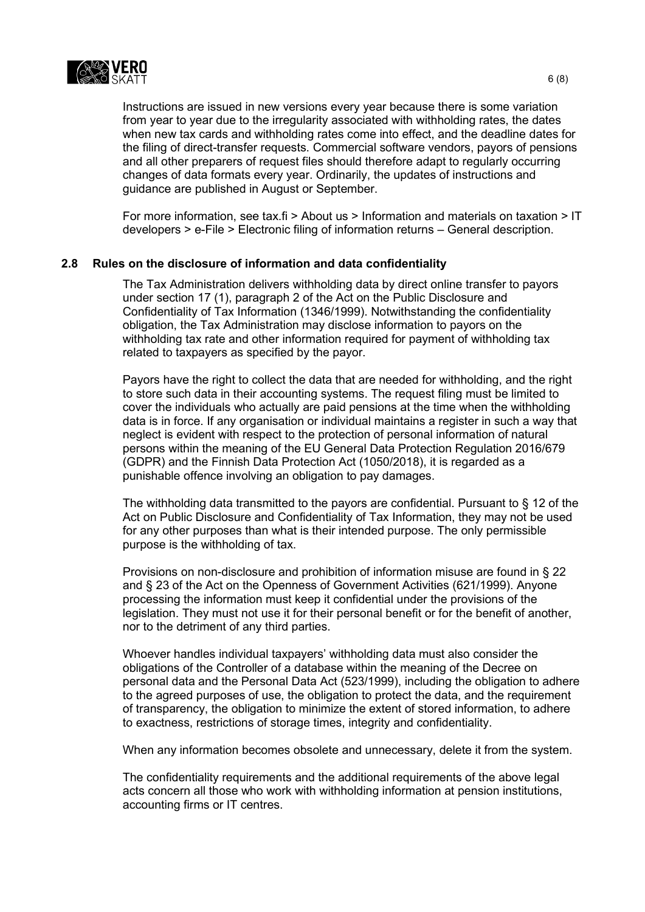Instructions are issued in new versions every year because there is some variation from year to year due to the irregularity associated with withholding rates, the dates when new tax cards and withholding rates come into effect, and the deadline dates for the filing of direct-transfer requests. Commercial software vendors, payors of pensions and all other preparers of request files should therefore adapt to regularly occurring changes of data formats every year. Ordinarily, the updates of instructions and guidance are published in August or September.

For more information, see tax.fi > About us > Information and materials on taxation > IT developers > e-File > Electronic filing of information returns – General description.

## 2.8 Rules on the disclosure of information and data confidentiality

The Tax Administration delivers withholding data by direct online transfer to payors under section 17 (1), paragraph 2 of the Act on the Public Disclosure and Confidentiality of Tax Information (1346/1999). Notwithstanding the confidentiality obligation, the Tax Administration may disclose information to payors on the withholding tax rate and other information required for payment of withholding tax related to taxpayers as specified by the payor.

Payors have the right to collect the data that are needed for withholding, and the right to store such data in their accounting systems. The request filing must be limited to cover the individuals who actually are paid pensions at the time when the withholding data is in force. If any organisation or individual maintains a register in such a way that neglect is evident with respect to the protection of personal information of natural persons within the meaning of the EU General Data Protection Regulation 2016/679 (GDPR) and the Finnish Data Protection Act (1050/2018), it is regarded as a punishable offence involving an obligation to pay damages.

The withholding data transmitted to the payors are confidential. Pursuant to § 12 of the Act on Public Disclosure and Confidentiality of Tax Information, they may not be used for any other purposes than what is their intended purpose. The only permissible purpose is the withholding of tax.

Provisions on non-disclosure and prohibition of information misuse are found in § 22 and § 23 of the Act on the Openness of Government Activities (621/1999). Anyone processing the information must keep it confidential under the provisions of the legislation. They must not use it for their personal benefit or for the benefit of another, nor to the detriment of any third parties.

Whoever handles individual taxpayers' withholding data must also consider the obligations of the Controller of a database within the meaning of the Decree on personal data and the Personal Data Act (523/1999), including the obligation to adhere to the agreed purposes of use, the obligation to protect the data, and the requirement of transparency, the obligation to minimize the extent of stored information, to adhere to exactness, restrictions of storage times, integrity and confidentiality.

When any information becomes obsolete and unnecessary, delete it from the system.

The confidentiality requirements and the additional requirements of the above legal acts concern all those who work with withholding information at pension institutions, accounting firms or IT centres.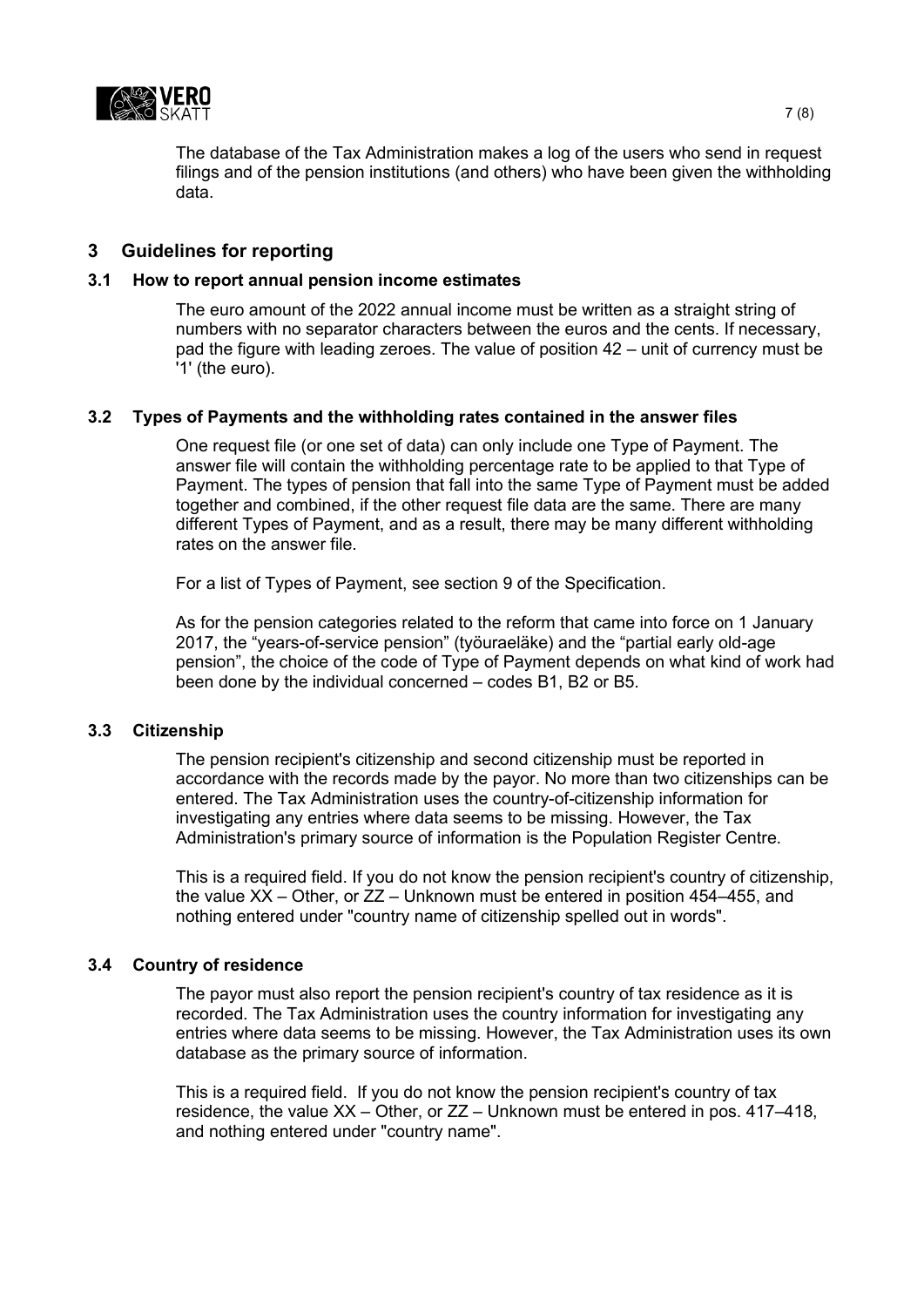The database of the Tax Administration makes a log of the users who send in request filings and of the pension institutions (and others) who have been given the withholding data.

## 3 Guidelines for reporting

### 3.1 How to report annual pension income estimates

The euro amount of the 2022 annual income must be written as a straight string of numbers with no separator characters between the euros and the cents. If necessary, pad the figure with leading zeroes. The value of position 42 – unit of currency must be '1' (the euro).

### 3.2 Types of Payments and the withholding rates contained in the answer files

One request file (or one set of data) can only include one Type of Payment. The answer file will contain the withholding percentage rate to be applied to that Type of Payment. The types of pension that fall into the same Type of Payment must be added together and combined, if the other request file data are the same. There are many different Types of Payment, and as a result, there may be many different withholding rates on the answer file.

For a list of Types of Payment, see section 9 of the Specification.

As for the pension categories related to the reform that came into force on 1 January 2017, the "years-of-service pension" (työuraeläke) and the "partial early old-age pension", the choice of the code of Type of Payment depends on what kind of work had been done by the individual concerned – codes B1, B2 or B5.

### 3.3 Citizenship

The pension recipient's citizenship and second citizenship must be reported in accordance with the records made by the payor. No more than two citizenships can be entered. The Tax Administration uses the country-of-citizenship information for investigating any entries where data seems to be missing. However, the Tax Administration's primary source of information is the Population Register Centre.

This is a required field. If you do not know the pension recipient's country of citizenship, the value XX – Other, or ZZ – Unknown must be entered in position 454–455, and nothing entered under "country name of citizenship spelled out in words".

### 3.4 Country of residence

The payor must also report the pension recipient's country of tax residence as it is recorded. The Tax Administration uses the country information for investigating any entries where data seems to be missing. However, the Tax Administration uses its own database as the primary source of information.

This is a required field. If you do not know the pension recipient's country of tax residence, the value XX – Other, or ZZ – Unknown must be entered in pos. 417–418, and nothing entered under "country name".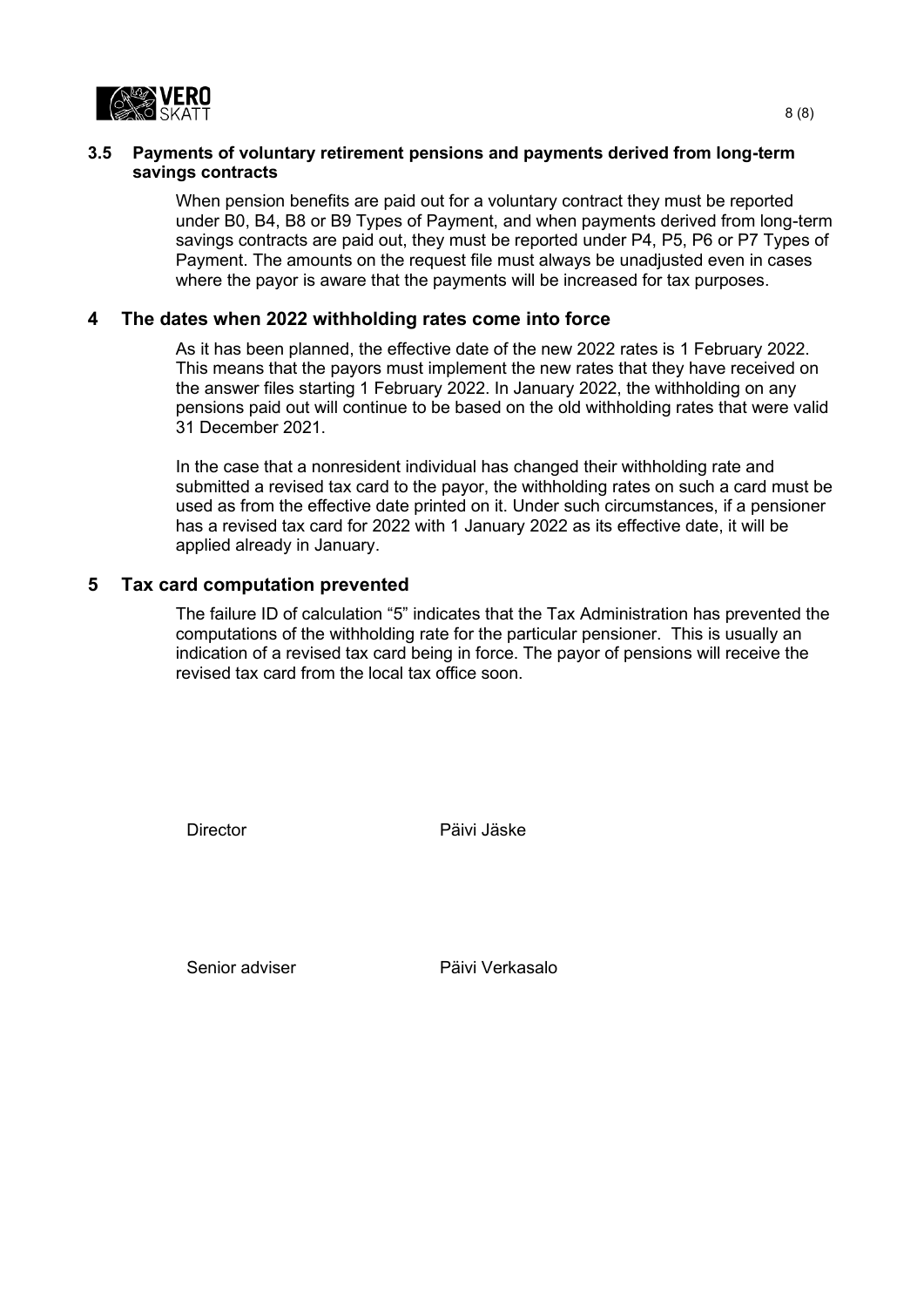### 3.5 Payments of voluntary retirement pensions and payments derived from long-term savings contracts

When pension benefits are paid out for a voluntary contract they must be reported under B0, B4, B8 or B9 Types of Payment, and when payments derived from long-term savings contracts are paid out, they must be reported under P4, P5, P6 or P7 Types of Payment. The amounts on the request file must always be unadjusted even in cases where the payor is aware that the payments will be increased for tax purposes.

## 4 The dates when 2022 withholding rates come into force

As it has been planned, the effective date of the new 2022 rates is 1 February 2022. This means that the payors must implement the new rates that they have received on the answer files starting 1 February 2022. In January 2022, the withholding on any pensions paid out will continue to be based on the old withholding rates that were valid 31 December 2021.

In the case that a nonresident individual has changed their withholding rate and submitted a revised tax card to the payor, the withholding rates on such a card must be used as from the effective date printed on it. Under such circumstances, if a pensioner has a revised tax card for 2022 with 1 January 2022 as its effective date, it will be applied already in January.

## 5 Tax card computation prevented

The failure ID of calculation "5" indicates that the Tax Administration has prevented the computations of the withholding rate for the particular pensioner. This is usually an indication of a revised tax card being in force. The payor of pensions will receive the revised tax card from the local tax office soon.

Director Päivi Jäske

Senior adviser Päivi Verkasalo